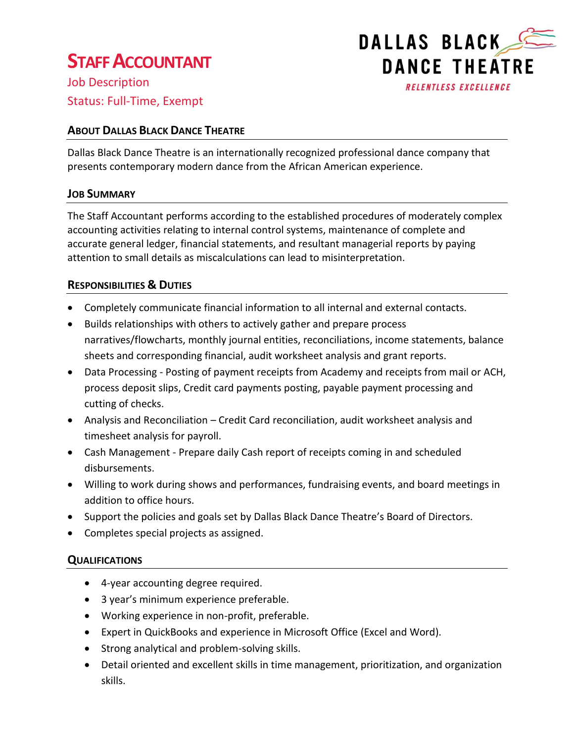# Staff Accountant

Job Description

Status: Full-Time, Exempt

DALLAS BLACK DANCE THEATRE

RELENTLESS EXCELLENCE

## About Dallas Black Dance Theatre

Dallas Black Dance Theatre is an internationally recognized professional dance company that presents contemporary modern dance from the African American experience.

## Job Summary

The Staff Accountant performs according to the established procedures of moderately complex accounting activities relating to internal control systems, maintenance of complete and accurate general ledger, financial statements, and resultant managerial reports by paying attention to small details as miscalculations can lead to misinterpretation.

## Responsibilities & Duties

- Completely communicate financial information to all internal and external contacts.
- Builds relationships with others to actively gather and prepare process narratives/flowcharts, monthly journal entities, reconciliations, income statements, balance sheets and corresponding financial, audit worksheet analysis and grant reports.
- Data Processing - Posting of payment receipts from Academy and receipts from mail or ACH, process deposit slips, Credit card payments posting, payable payment processing and cutting of checks.
- Analysis and Reconciliation – Credit Card reconciliation, audit worksheet analysis and timesheet analysis for payroll.
- Cash Management - Prepare daily Cash report of receipts coming in and scheduled disbursements.
- Willing to work during shows and performances, fundraising events, and board meetings in addition to office hours.
- Support the policies and goals set by Dallas Black Dance Theatre's Board of Directors.
- Completes special projects as assigned.

## Qualifications

- 4-year accounting degree required.
- 3 year's minimum experience preferable.
- Working experience in non-profit, preferable.
- Expert in QuickBooks and experience in Microsoft Office (Excel and Word).
- Strong analytical and problem-solving skills.
- Detail oriented and excellent skills in time management, prioritization, and organization skills.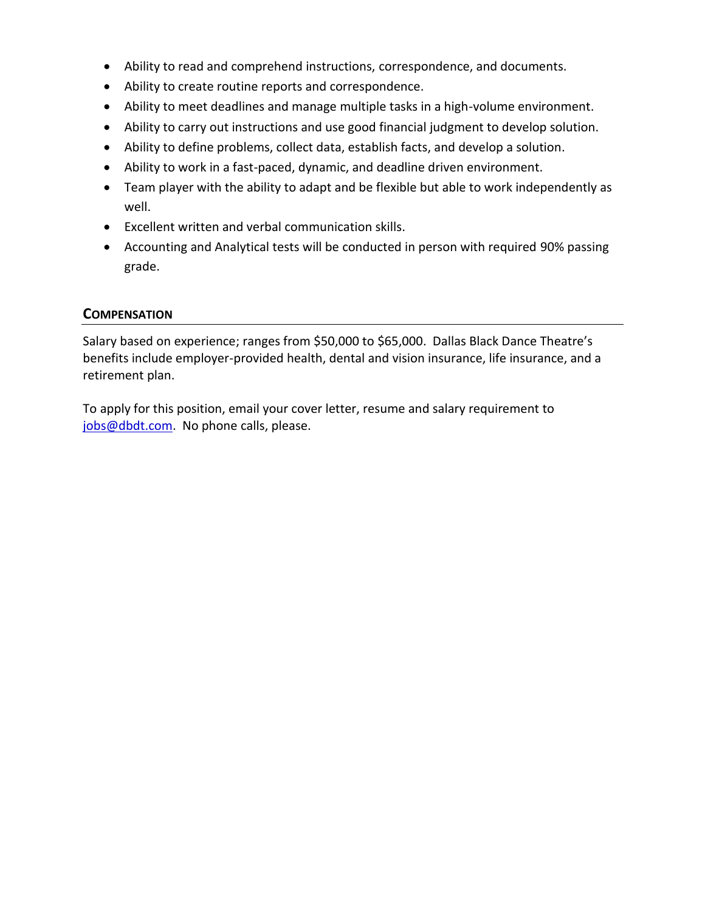- Ability to read and comprehend instructions, correspondence, and documents.
- Ability to create routine reports and correspondence.
- Ability to meet deadlines and manage multiple tasks in a high-volume environment.
- Ability to carry out instructions and use good financial judgment to develop solution.
- Ability to define problems, collect data, establish facts, and develop a solution.
- Ability to work in a fast-paced, dynamic, and deadline driven environment.
- Team player with the ability to adapt and be flexible but able to work independently as well.
- Excellent written and verbal communication skills.
- Accounting and Analytical tests will be conducted in person with required 90% passing grade.

## Compensation

Salary based on experience; ranges from $50,000 to $65,000. Dallas Black Dance Theatre's benefits include employer-provided health, dental and vision insurance, life insurance, and a retirement plan.

To apply for this position, email your cover letter, resume and salary requirement to jobs@dbdt.com. No phone calls, please.